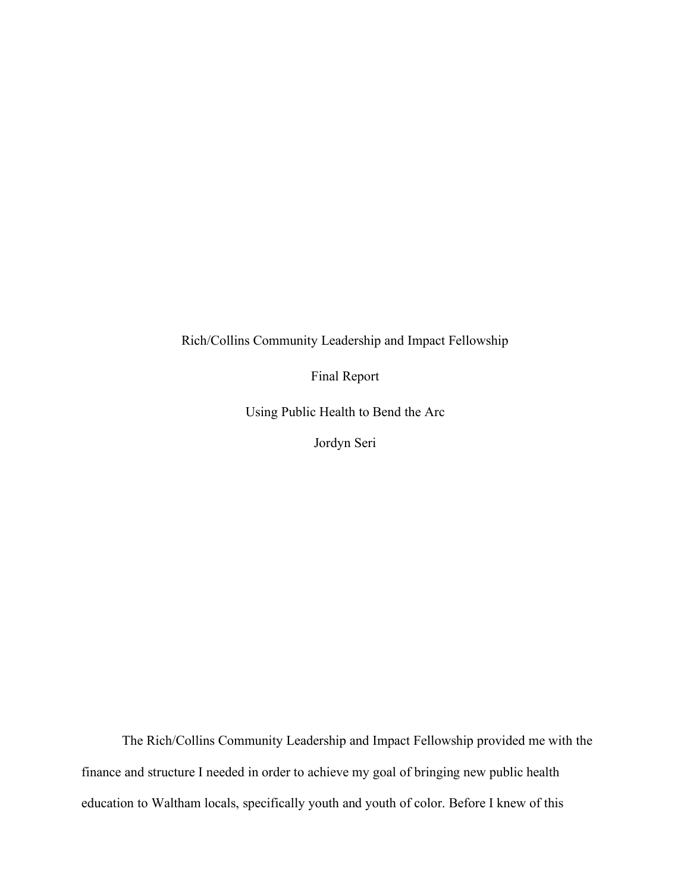Rich/Collins Community Leadership and Impact Fellowship

Final Report

Using Public Health to Bend the Arc

Jordyn Seri

The Rich/Collins Community Leadership and Impact Fellowship provided me with the finance and structure I needed in order to achieve my goal of bringing new public health education to Waltham locals, specifically youth and youth of color. Before I knew of this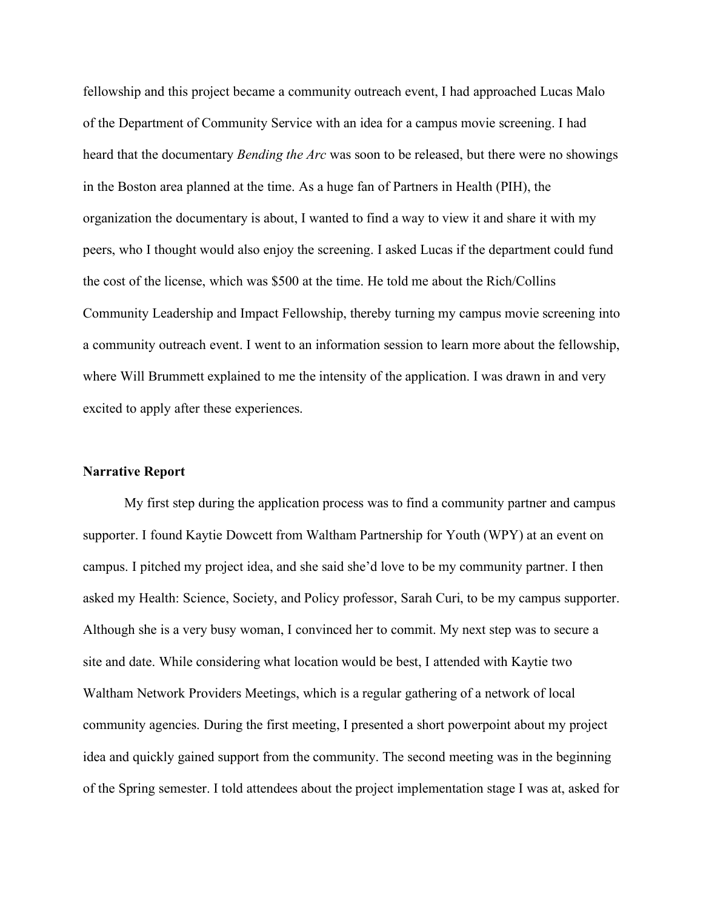fellowship and this project became a community outreach event, I had approached Lucas Malo of the Department of Community Service with an idea for a campus movie screening. I had heard that the documentary *Bending the Arc* was soon to be released, but there were no showings in the Boston area planned at the time. As a huge fan of Partners in Health (PIH), the organization the documentary is about, I wanted to find a way to view it and share it with my peers, who I thought would also enjoy the screening. I asked Lucas if the department could fund the cost of the license, which was $500 at the time. He told me about the Rich/Collins Community Leadership and Impact Fellowship, thereby turning my campus movie screening into a community outreach event. I went to an information session to learn more about the fellowship, where Will Brummett explained to me the intensity of the application. I was drawn in and very excited to apply after these experiences.

**Narrative Report**

My first step during the application process was to find a community partner and campus supporter. I found Kaytie Dowcett from Waltham Partnership for Youth (WPY) at an event on campus. I pitched my project idea, and she said she'd love to be my community partner. I then asked my Health: Science, Society, and Policy professor, Sarah Curi, to be my campus supporter. Although she is a very busy woman, I convinced her to commit. My next step was to secure a site and date. While considering what location would be best, I attended with Kaytie two Waltham Network Providers Meetings, which is a regular gathering of a network of local community agencies. During the first meeting, I presented a short powerpoint about my project idea and quickly gained support from the community. The second meeting was in the beginning of the Spring semester. I told attendees about the project implementation stage I was at, asked for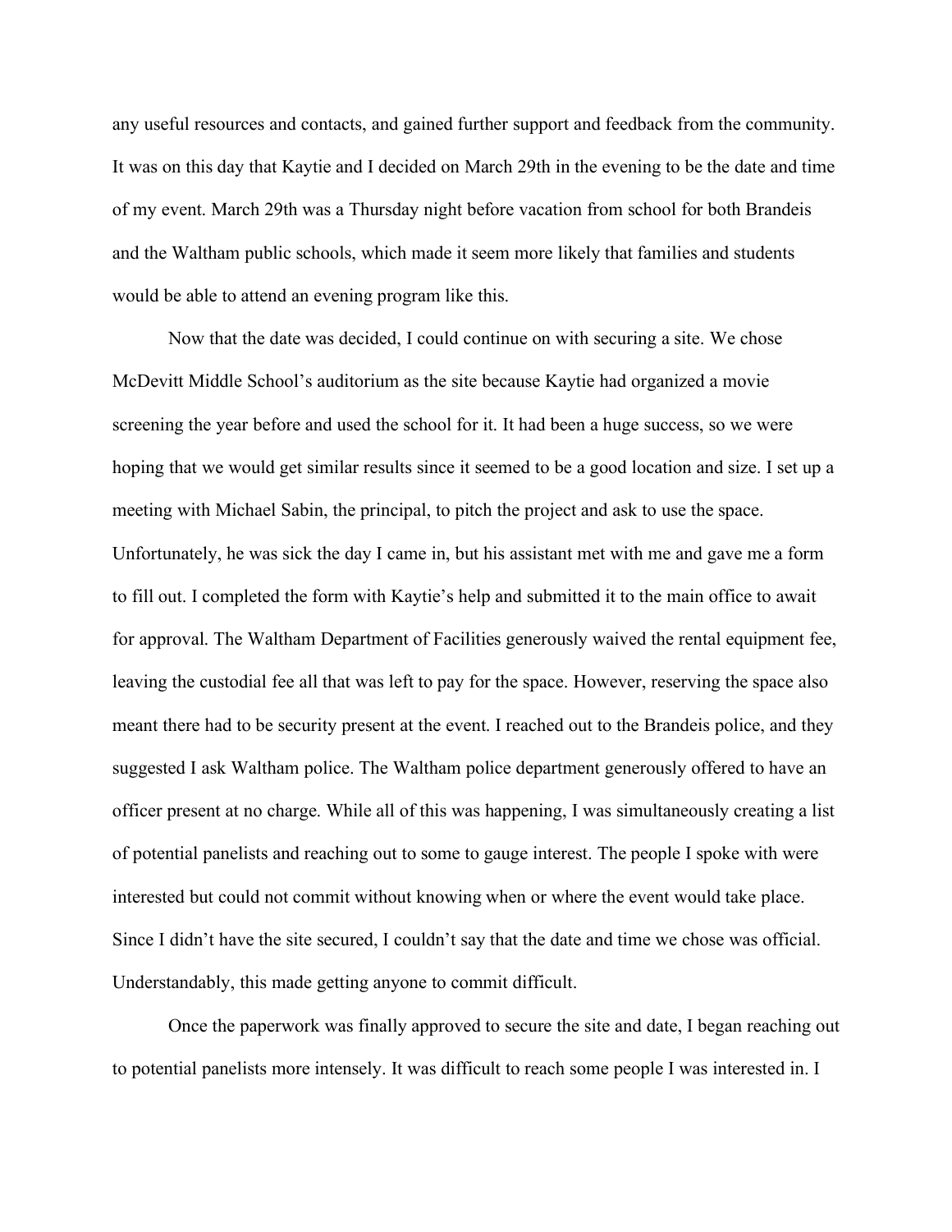any useful resources and contacts, and gained further support and feedback from the community. It was on this day that Kaytie and I decided on March 29th in the evening to be the date and time of my event. March 29th was a Thursday night before vacation from school for both Brandeis and the Waltham public schools, which made it seem more likely that families and students would be able to attend an evening program like this.

Now that the date was decided, I could continue on with securing a site. We chose McDevitt Middle School's auditorium as the site because Kaytie had organized a movie screening the year before and used the school for it. It had been a huge success, so we were hoping that we would get similar results since it seemed to be a good location and size. I set up a meeting with Michael Sabin, the principal, to pitch the project and ask to use the space. Unfortunately, he was sick the day I came in, but his assistant met with me and gave me a form to fill out. I completed the form with Kaytie's help and submitted it to the main office to await for approval. The Waltham Department of Facilities generously waived the rental equipment fee, leaving the custodial fee all that was left to pay for the space. However, reserving the space also meant there had to be security present at the event. I reached out to the Brandeis police, and they suggested I ask Waltham police. The Waltham police department generously offered to have an officer present at no charge. While all of this was happening, I was simultaneously creating a list of potential panelists and reaching out to some to gauge interest. The people I spoke with were interested but could not commit without knowing when or where the event would take place. Since I didn't have the site secured, I couldn't say that the date and time we chose was official. Understandably, this made getting anyone to commit difficult.

Once the paperwork was finally approved to secure the site and date, I began reaching out to potential panelists more intensely. It was difficult to reach some people I was interested in. I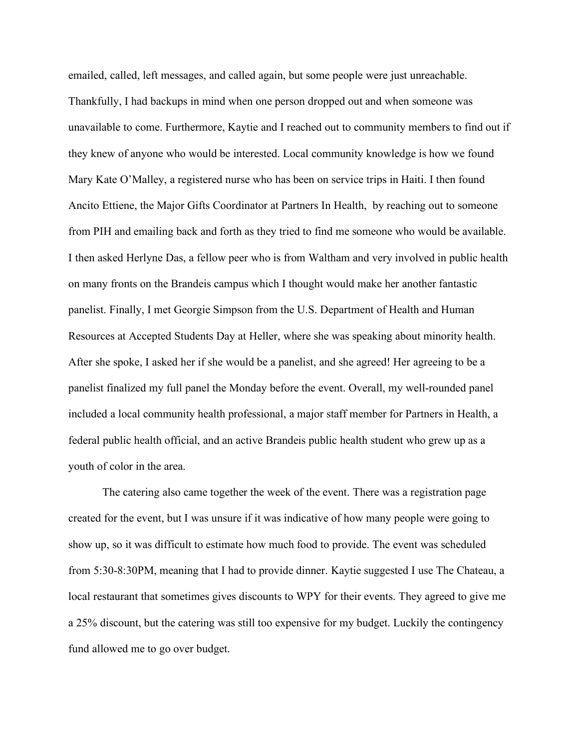emailed, called, left messages, and called again, but some people were just unreachable. Thankfully, I had backups in mind when one person dropped out and when someone was unavailable to come. Furthermore, Kaytie and I reached out to community members to find out if they knew of anyone who would be interested. Local community knowledge is how we found Mary Kate O'Malley, a registered nurse who has been on service trips in Haiti. I then found Ancito Ettiene, the Major Gifts Coordinator at Partners In Health, by reaching out to someone from PIH and emailing back and forth as they tried to find me someone who would be available. I then asked Herlyne Das, a fellow peer who is from Waltham and very involved in public health on many fronts on the Brandeis campus which I thought would make her another fantastic panelist. Finally, I met Georgie Simpson from the U.S. Department of Health and Human Resources at Accepted Students Day at Heller, where she was speaking about minority health. After she spoke, I asked her if she would be a panelist, and she agreed! Her agreeing to be a panelist finalized my full panel the Monday before the event. Overall, my well-rounded panel included a local community health professional, a major staff member for Partners in Health, a federal public health official, and an active Brandeis public health student who grew up as a youth of color in the area.

The catering also came together the week of the event. There was a registration page created for the event, but I was unsure if it was indicative of how many people were going to show up, so it was difficult to estimate how much food to provide. The event was scheduled from 5:30-8:30PM, meaning that I had to provide dinner. Kaytie suggested I use The Chateau, a local restaurant that sometimes gives discounts to WPY for their events. They agreed to give me a 25% discount, but the catering was still too expensive for my budget. Luckily the contingency fund allowed me to go over budget.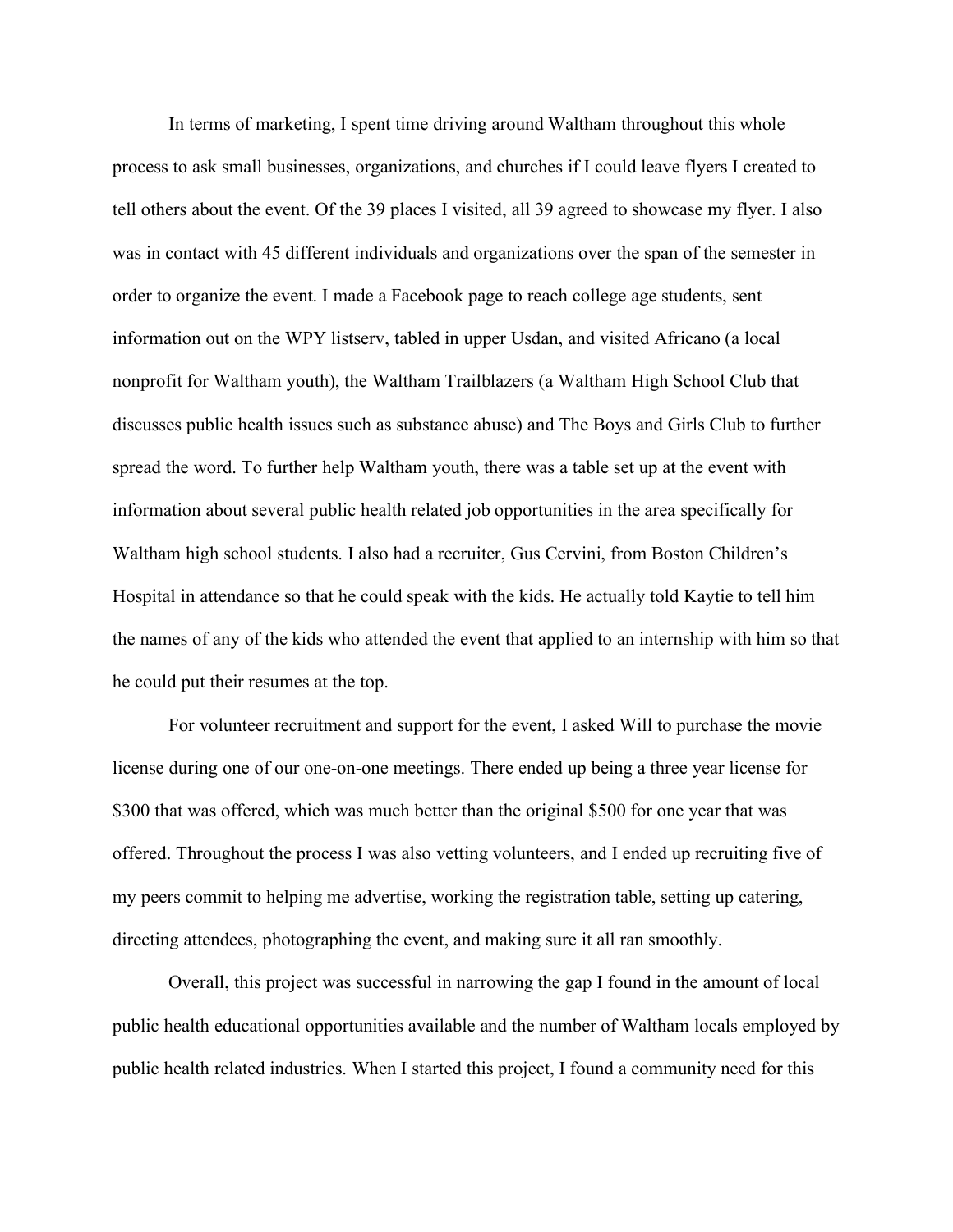In terms of marketing, I spent time driving around Waltham throughout this whole process to ask small businesses, organizations, and churches if I could leave flyers I created to tell others about the event. Of the 39 places I visited, all 39 agreed to showcase my flyer. I also was in contact with 45 different individuals and organizations over the span of the semester in order to organize the event. I made a Facebook page to reach college age students, sent information out on the WPY listserv, tabled in upper Usdan, and visited Africano (a local nonprofit for Waltham youth), the Waltham Trailblazers (a Waltham High School Club that discusses public health issues such as substance abuse) and The Boys and Girls Club to further spread the word. To further help Waltham youth, there was a table set up at the event with information about several public health related job opportunities in the area specifically for Waltham high school students. I also had a recruiter, Gus Cervini, from Boston Children's Hospital in attendance so that he could speak with the kids. He actually told Kaytie to tell him the names of any of the kids who attended the event that applied to an internship with him so that he could put their resumes at the top.

For volunteer recruitment and support for the event, I asked Will to purchase the movie license during one of our one-on-one meetings. There ended up being a three year license for $300 that was offered, which was much better than the original $500 for one year that was offered. Throughout the process I was also vetting volunteers, and I ended up recruiting five of my peers commit to helping me advertise, working the registration table, setting up catering, directing attendees, photographing the event, and making sure it all ran smoothly.

Overall, this project was successful in narrowing the gap I found in the amount of local public health educational opportunities available and the number of Waltham locals employed by public health related industries. When I started this project, I found a community need for this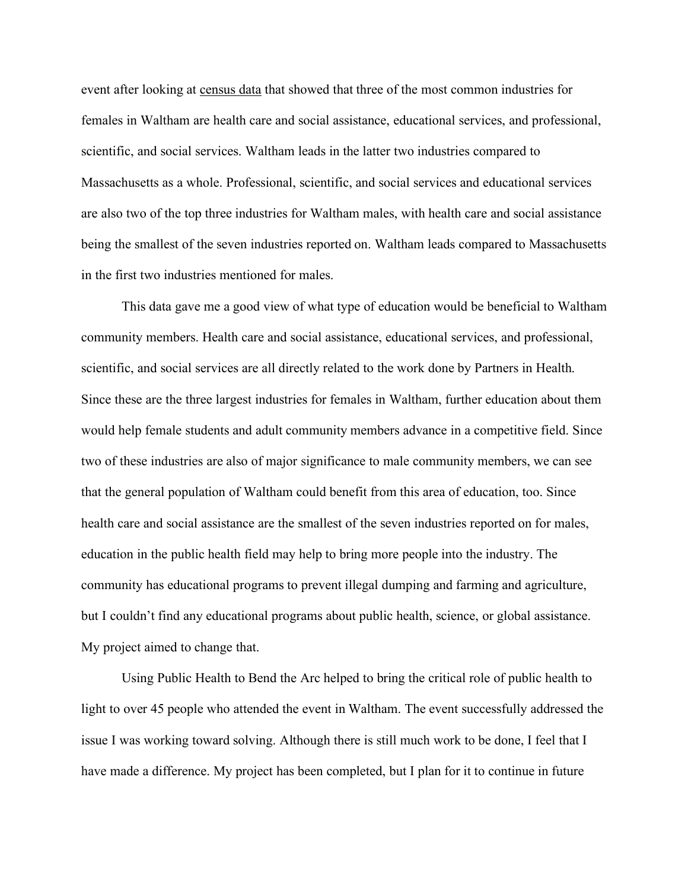event after looking at census data that showed that three of the most common industries for females in Waltham are health care and social assistance, educational services, and professional, scientific, and social services. Waltham leads in the latter two industries compared to Massachusetts as a whole. Professional, scientific, and social services and educational services are also two of the top three industries for Waltham males, with health care and social assistance being the smallest of the seven industries reported on. Waltham leads compared to Massachusetts in the first two industries mentioned for males.

This data gave me a good view of what type of education would be beneficial to Waltham community members. Health care and social assistance, educational services, and professional, scientific, and social services are all directly related to the work done by Partners in Health. Since these are the three largest industries for females in Waltham, further education about them would help female students and adult community members advance in a competitive field. Since two of these industries are also of major significance to male community members, we can see that the general population of Waltham could benefit from this area of education, too. Since health care and social assistance are the smallest of the seven industries reported on for males, education in the public health field may help to bring more people into the industry. The community has educational programs to prevent illegal dumping and farming and agriculture, but I couldn't find any educational programs about public health, science, or global assistance. My project aimed to change that.

Using Public Health to Bend the Arc helped to bring the critical role of public health to light to over 45 people who attended the event in Waltham. The event successfully addressed the issue I was working toward solving. Although there is still much work to be done, I feel that I have made a difference. My project has been completed, but I plan for it to continue in future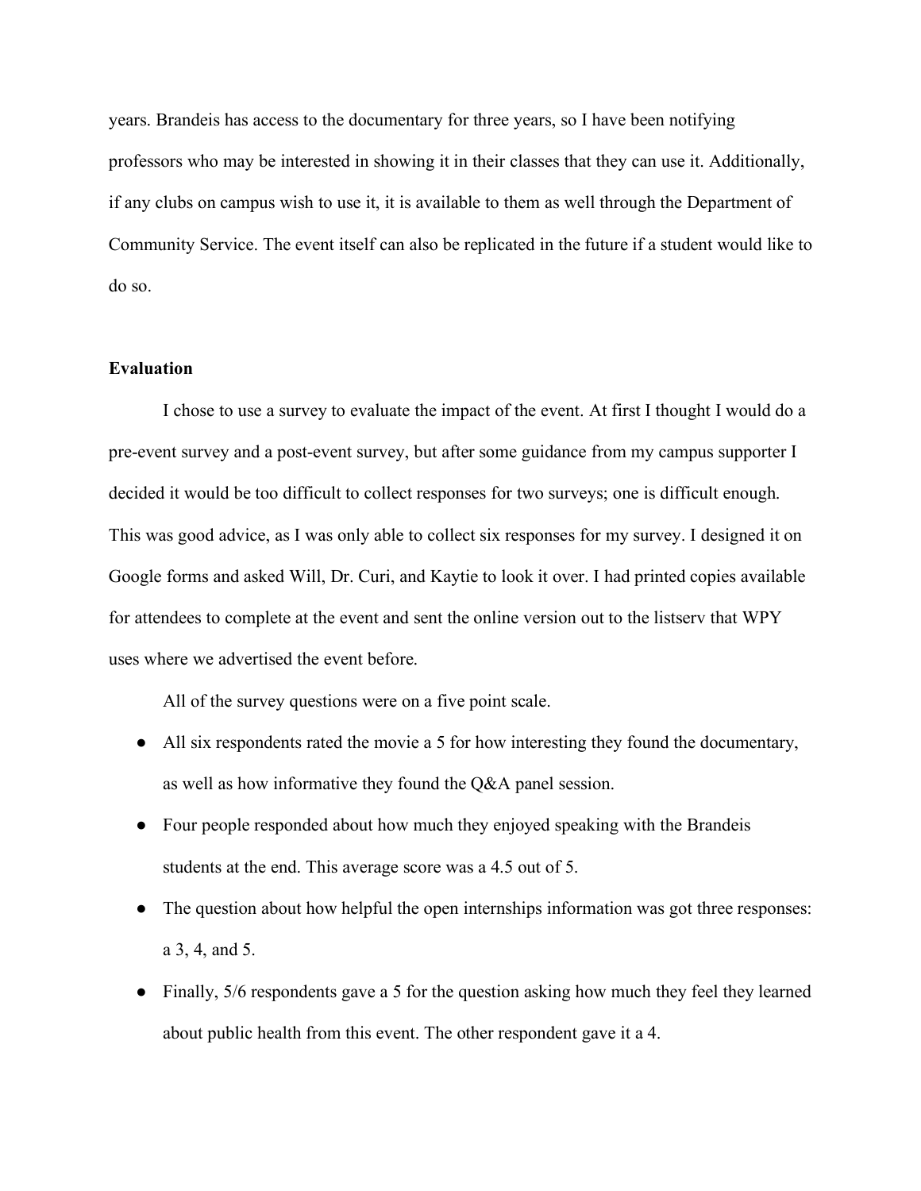years. Brandeis has access to the documentary for three years, so I have been notifying professors who may be interested in showing it in their classes that they can use it. Additionally, if any clubs on campus wish to use it, it is available to them as well through the Department of Community Service. The event itself can also be replicated in the future if a student would like to do so.

**Evaluation**

I chose to use a survey to evaluate the impact of the event. At first I thought I would do a pre-event survey and a post-event survey, but after some guidance from my campus supporter I decided it would be too difficult to collect responses for two surveys; one is difficult enough. This was good advice, as I was only able to collect six responses for my survey. I designed it on Google forms and asked Will, Dr. Curi, and Kaytie to look it over. I had printed copies available for attendees to complete at the event and sent the online version out to the listserv that WPY uses where we advertised the event before.

All of the survey questions were on a five point scale.

- All six respondents rated the movie a 5 for how interesting they found the documentary, as well as how informative they found the Q&A panel session.
- Four people responded about how much they enjoyed speaking with the Brandeis students at the end. This average score was a 4.5 out of 5.
- The question about how helpful the open internships information was got three responses: a 3, 4, and 5.
- Finally, 5/6 respondents gave a 5 for the question asking how much they feel they learned about public health from this event. The other respondent gave it a 4.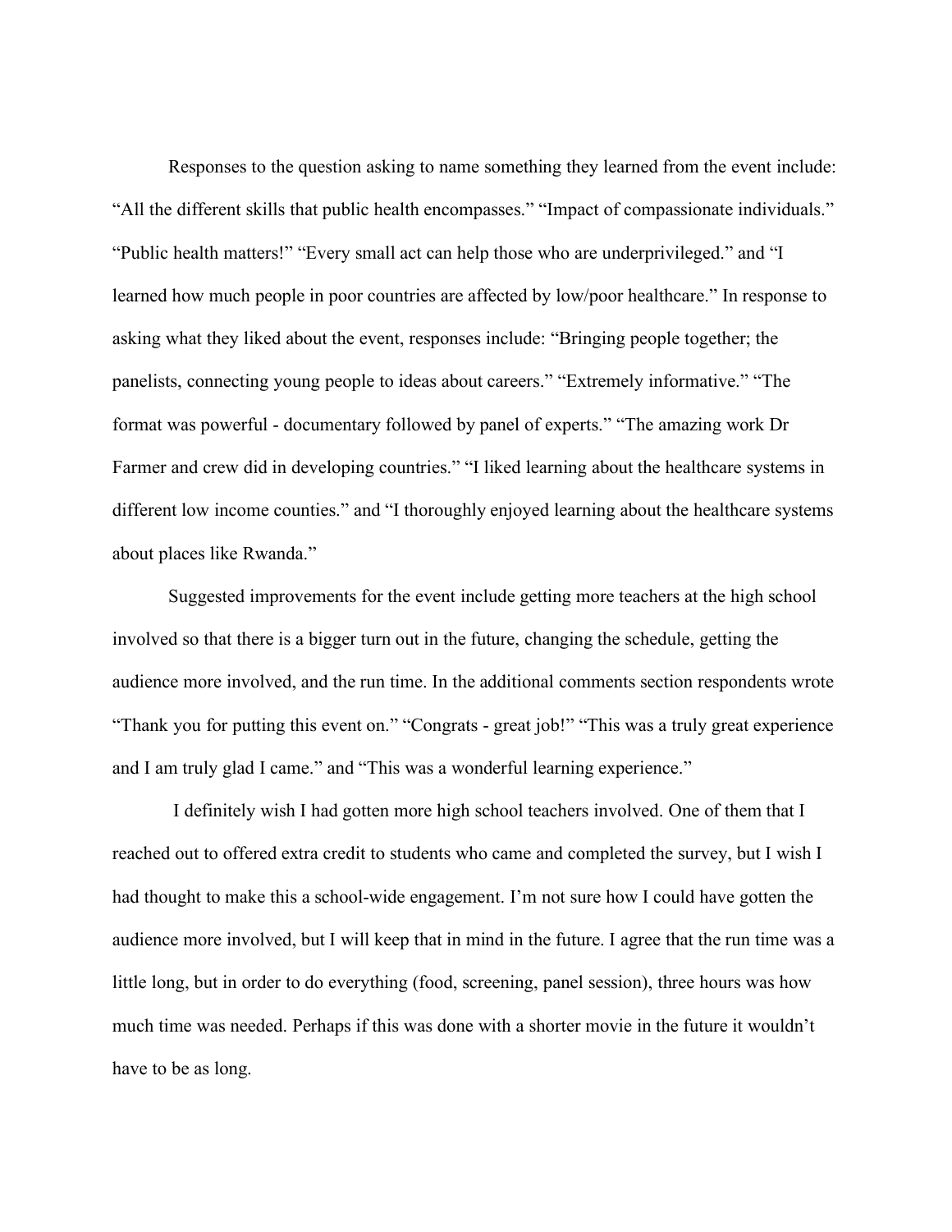Responses to the question asking to name something they learned from the event include: "All the different skills that public health encompasses." "Impact of compassionate individuals." "Public health matters!" "Every small act can help those who are underprivileged." and "I learned how much people in poor countries are affected by low/poor healthcare." In response to asking what they liked about the event, responses include: "Bringing people together; the panelists, connecting young people to ideas about careers." "Extremely informative." "The format was powerful - documentary followed by panel of experts." "The amazing work Dr Farmer and crew did in developing countries." "I liked learning about the healthcare systems in different low income counties." and "I thoroughly enjoyed learning about the healthcare systems about places like Rwanda."

Suggested improvements for the event include getting more teachers at the high school involved so that there is a bigger turn out in the future, changing the schedule, getting the audience more involved, and the run time. In the additional comments section respondents wrote "Thank you for putting this event on." "Congrats - great job!" "This was a truly great experience and I am truly glad I came." and "This was a wonderful learning experience."

I definitely wish I had gotten more high school teachers involved. One of them that I reached out to offered extra credit to students who came and completed the survey, but I wish I had thought to make this a school-wide engagement. I'm not sure how I could have gotten the audience more involved, but I will keep that in mind in the future. I agree that the run time was a little long, but in order to do everything (food, screening, panel session), three hours was how much time was needed. Perhaps if this was done with a shorter movie in the future it wouldn't have to be as long.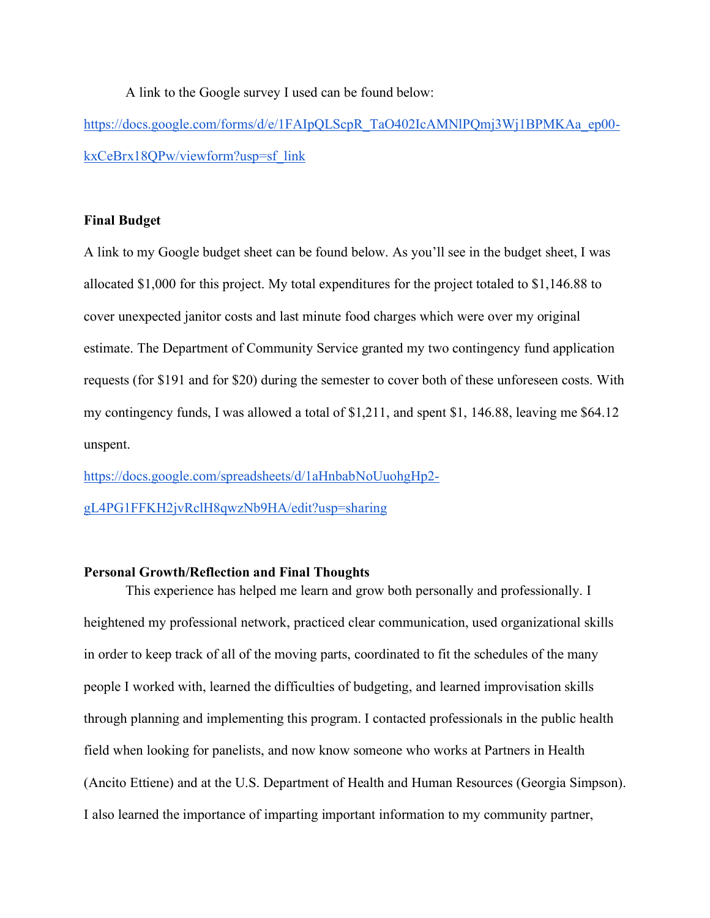A link to the Google survey I used can be found below:

https://docs.google.com/forms/d/e/1FAIpQLScpR_TaO402IcAMNlPQmj3Wj1BPMKAa_ep00-kxCeBrx18QPw/viewform?usp=sf_link

**Final Budget**

A link to my Google budget sheet can be found below. As you'll see in the budget sheet, I was allocated $1,000 for this project. My total expenditures for the project totaled to $1,146.88 to cover unexpected janitor costs and last minute food charges which were over my original estimate. The Department of Community Service granted my two contingency fund application requests (for $191 and for $20) during the semester to cover both of these unforeseen costs. With my contingency funds, I was allowed a total of $1,211, and spent $1, 146.88, leaving me $64.12 unspent.

https://docs.google.com/spreadsheets/d/1aHnbabNoUuohgHp2-gL4PG1FFKH2jvRclH8qwzNb9HA/edit?usp=sharing

**Personal Growth/Reflection and Final Thoughts**

This experience has helped me learn and grow both personally and professionally. I heightened my professional network, practiced clear communication, used organizational skills in order to keep track of all of the moving parts, coordinated to fit the schedules of the many people I worked with, learned the difficulties of budgeting, and learned improvisation skills through planning and implementing this program. I contacted professionals in the public health field when looking for panelists, and now know someone who works at Partners in Health (Ancito Ettiene) and at the U.S. Department of Health and Human Resources (Georgia Simpson). I also learned the importance of imparting important information to my community partner,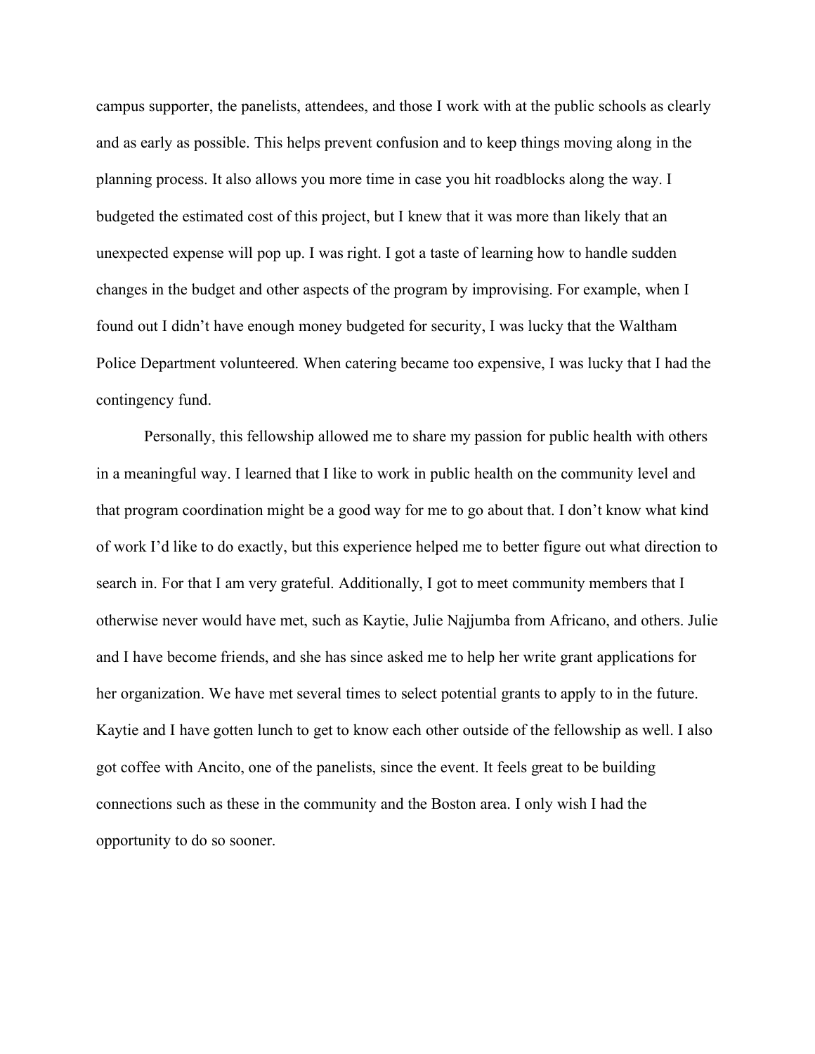campus supporter, the panelists, attendees, and those I work with at the public schools as clearly and as early as possible. This helps prevent confusion and to keep things moving along in the planning process. It also allows you more time in case you hit roadblocks along the way. I budgeted the estimated cost of this project, but I knew that it was more than likely that an unexpected expense will pop up. I was right. I got a taste of learning how to handle sudden changes in the budget and other aspects of the program by improvising. For example, when I found out I didn't have enough money budgeted for security, I was lucky that the Waltham Police Department volunteered. When catering became too expensive, I was lucky that I had the contingency fund.

Personally, this fellowship allowed me to share my passion for public health with others in a meaningful way. I learned that I like to work in public health on the community level and that program coordination might be a good way for me to go about that. I don't know what kind of work I'd like to do exactly, but this experience helped me to better figure out what direction to search in. For that I am very grateful. Additionally, I got to meet community members that I otherwise never would have met, such as Kaytie, Julie Najjumba from Africano, and others. Julie and I have become friends, and she has since asked me to help her write grant applications for her organization. We have met several times to select potential grants to apply to in the future. Kaytie and I have gotten lunch to get to know each other outside of the fellowship as well. I also got coffee with Ancito, one of the panelists, since the event. It feels great to be building connections such as these in the community and the Boston area. I only wish I had the opportunity to do so sooner.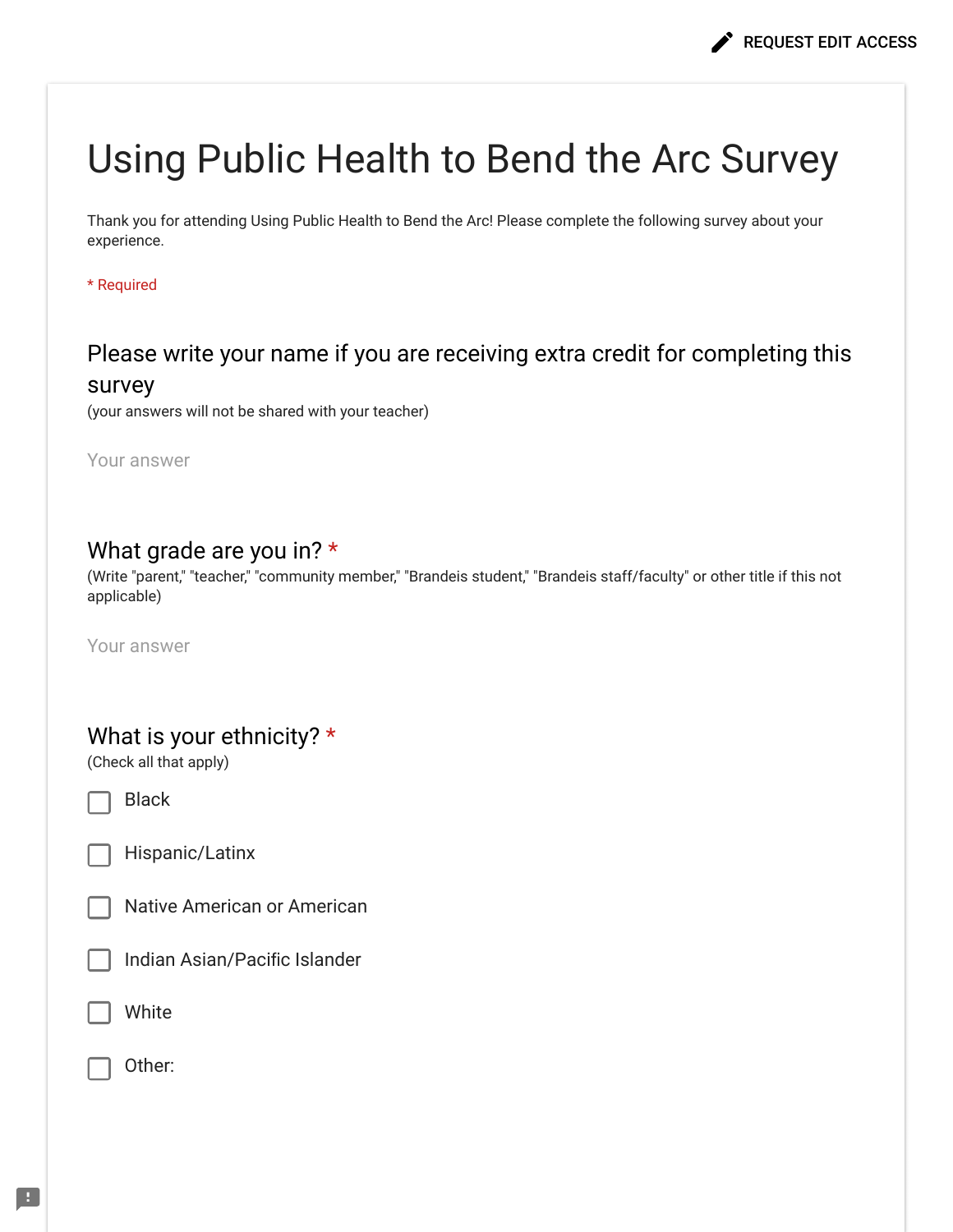REQUEST EDIT ACCESS

# Using Public Health to Bend the Arc Survey

Thank you for attending Using Public Health to Bend the Arc! Please complete the following survey about your experience.

* Required

### Please write your name if you are receiving extra credit for completing this survey

(your answers will not be shared with your teacher)

Your answer

### What grade are you in? *

(Write "parent," "teacher," "community member," "Brandeis student," "Brandeis staff/faculty" or other title if this not applicable)

Your answer

### What is your ethnicity? *

(Check all that apply)

- [ ] Black
- [ ] Hispanic/Latinx
- [ ] Native American or American
- [ ] Indian Asian/Pacific Islander
- [ ] White
- [ ] Other: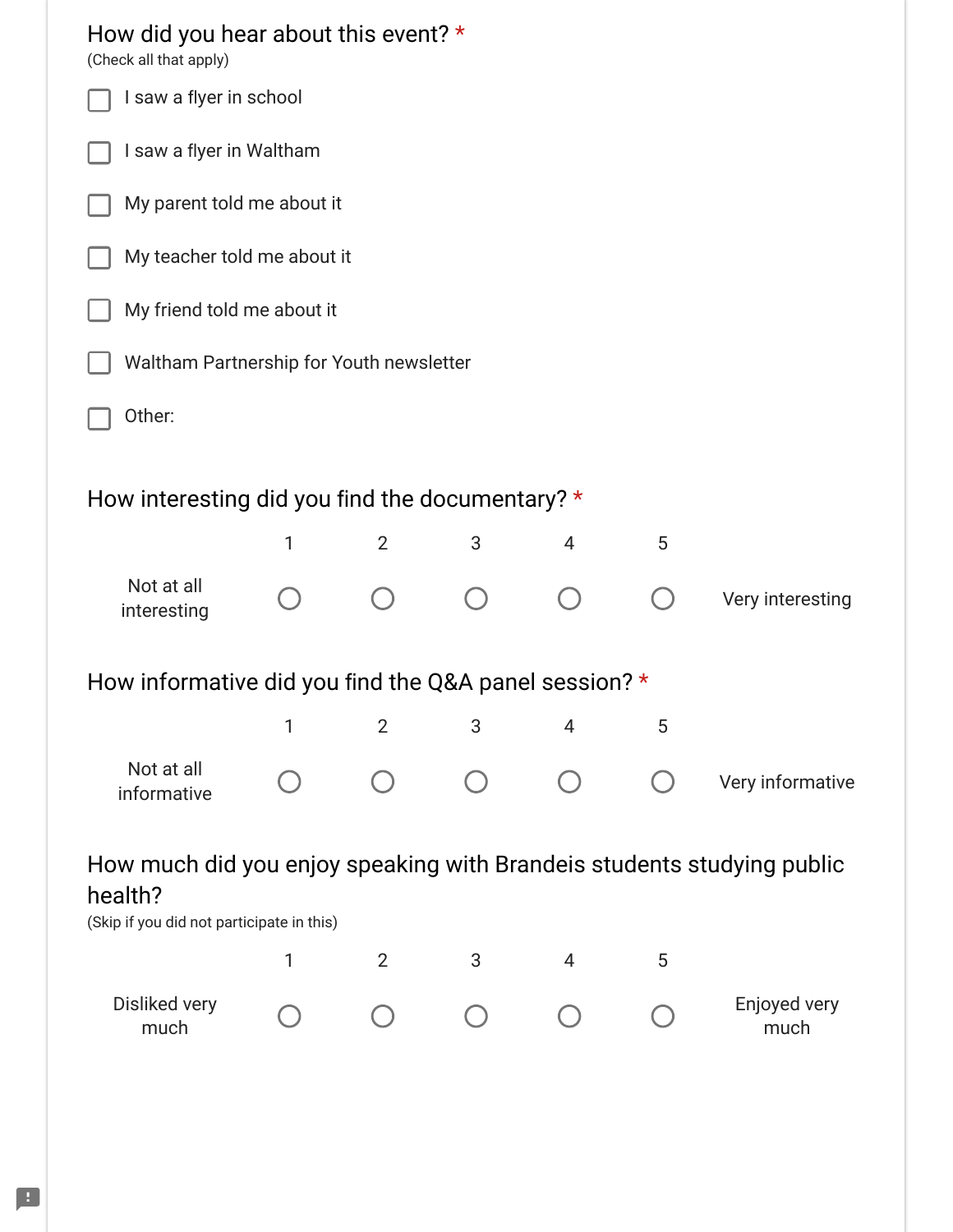How did you hear about this event? *
(Check all that apply)

- [ ] I saw a flyer in school
- [ ] I saw a flyer in Waltham
- [ ] My parent told me about it
- [ ] My teacher told me about it
- [ ] My friend told me about it
- [ ] Waltham Partnership for Youth newsletter
- [ ] Other:

How interesting did you find the documentary? *

| | 1 | 2 | 3 | 4 | 5 | |
|---|---|---|---|---|---|---|
| Not at all interesting | ○ | ○ | ○ | ○ | ○ | Very interesting |

How informative did you find the Q&A panel session? *

| | 1 | 2 | 3 | 4 | 5 | |
|---|---|---|---|---|---|---|
| Not at all informative | ○ | ○ | ○ | ○ | ○ | Very informative |

How much did you enjoy speaking with Brandeis students studying public health?
(Skip if you did not participate in this)

| | 1 | 2 | 3 | 4 | 5 | |
|---|---|---|---|---|---|---|
| Disliked very much | ○ | ○ | ○ | ○ | ○ | Enjoyed very much |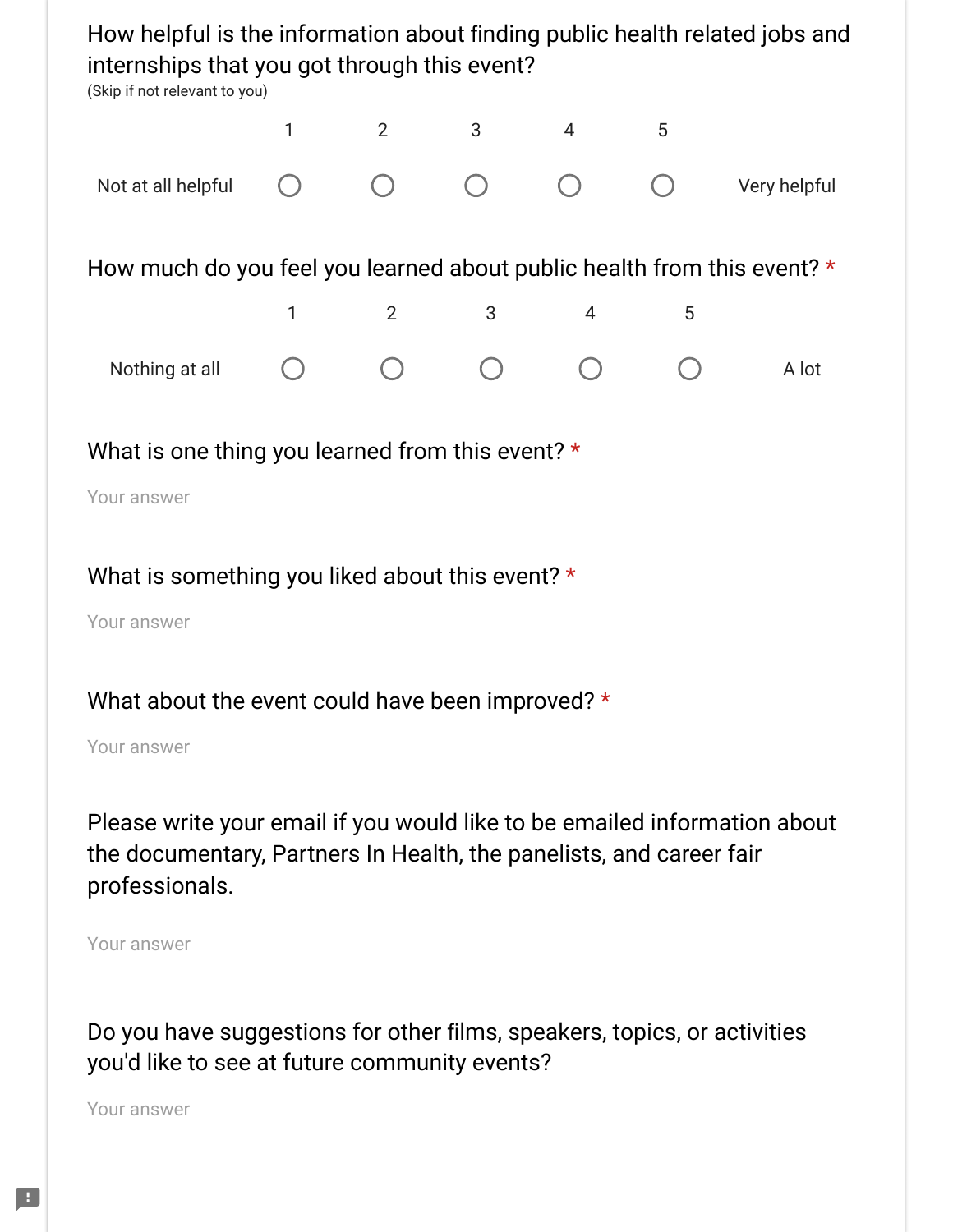How helpful is the information about finding public health related jobs and internships that you got through this event?
(Skip if not relevant to you)

| | 1 | 2 | 3 | 4 | 5 | |
|---|---|---|---|---|---|---|
| Not at all helpful | ○ | ○ | ○ | ○ | ○ | Very helpful |

How much do you feel you learned about public health from this event? *

| | 1 | 2 | 3 | 4 | 5 | |
|---|---|---|---|---|---|---|
| Nothing at all | ○ | ○ | ○ | ○ | ○ | A lot |

What is one thing you learned from this event? *

Your answer

What is something you liked about this event? *

Your answer

What about the event could have been improved? *

Your answer

Please write your email if you would like to be emailed information about the documentary, Partners In Health, the panelists, and career fair professionals.

Your answer

Do you have suggestions for other films, speakers, topics, or activities you'd like to see at future community events?

Your answer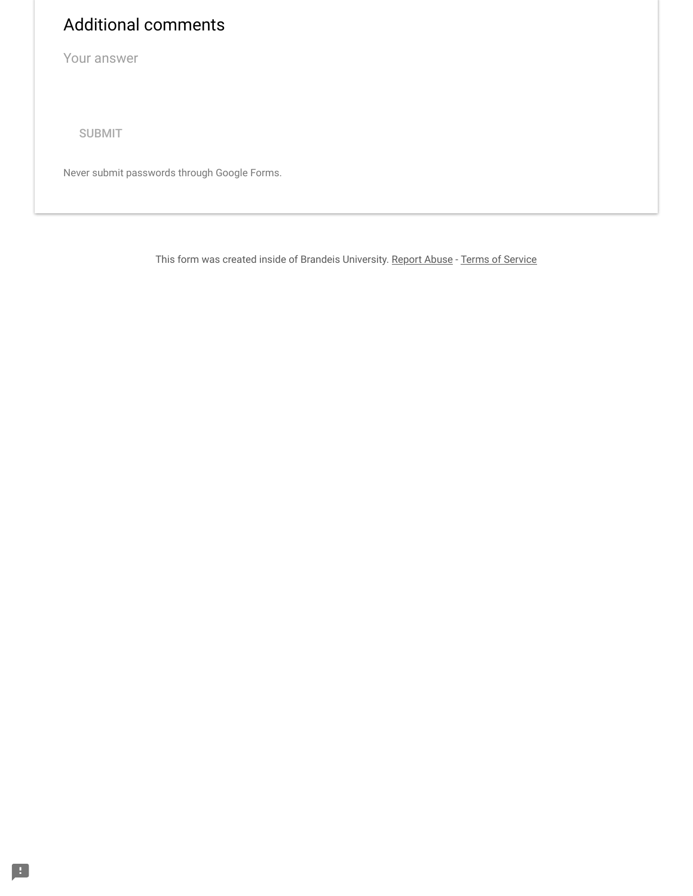## Additional comments

Your answer

SUBMIT

Never submit passwords through Google Forms.

This form was created inside of Brandeis University. Report Abuse - Terms of Service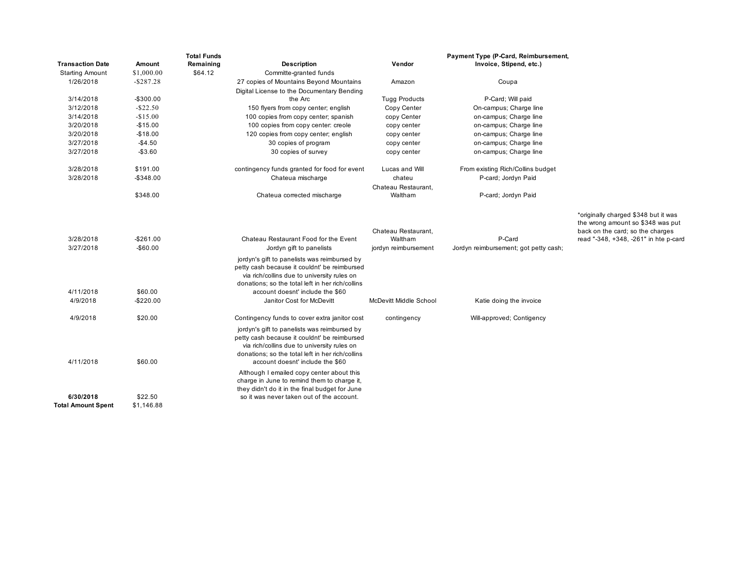| Transaction Date | Amount | Total Funds Remaining | Description | Vendor | Payment Type (P-Card, Reimbursement, Invoice, Stipend, etc.) | |
|---|---|---|---|---|---|---|
| Starting Amount | $1,000.00 | $64.12 | Committe-granted funds | | | |
| 1/26/2018 | -$287.28 | | 27 copies of Mountains Beyond Mountains | Amazon | Coupa | |
| 3/14/2018 | -$300.00 | | Digital License to the Documentary Bending the Arc | Tugg Products | P-Card; Will paid | |
| 3/12/2018 | -$22.50 | | 150 flyers from copy center; english | Copy Center | On-campus; Charge line | |
| 3/14/2018 | -$15.00 | | 100 copies from copy center; spanish | copy Center | on-campus; Charge line | |
| 3/20/2018 | -$15.00 | | 100 copies from copy center: creole | copy center | on-campus; Charge line | |
| 3/20/2018 | -$18.00 | | 120 copies from copy center; english | copy center | on-campus; Charge line | |
| 3/27/2018 | -$4.50 | | 30 copies of program | copy center | on-campus; Charge line | |
| 3/27/2018 | -$3.60 | | 30 copies of survey | copy center | on-campus; Charge line | |
| 3/28/2018 | $191.00 | | contingency funds granted for food for event | Lucas and Will | From existing Rich/Collins budget | |
| 3/28/2018 | -$348.00 | | Chateua mischarge | chateu | P-card; Jordyn Paid | |
| | $348.00 | | Chateua corrected mischarge | Chateau Restaurant, Waltham | P-card; Jordyn Paid | |
| 3/28/2018 | -$261.00 | | Chateau Restaurant Food for the Event | Chateau Restaurant, Waltham | P-Card | *originally charged $348 but it was the wrong amount so $348 was put back on the card; so the charges read "-348, +348, -261" in hte p-card |
| 3/27/2018 | -$60.00 | | Jordyn gift to panelists | jordyn reimbursement | Jordyn reimbursement; got petty cash; | |
| 4/11/2018 | $60.00 | | jordyn's gift to panelists was reimbursed by petty cash because it couldnt' be reimbursed via rich/collins due to university rules on donations; so the total left in her rich/collins account doesnt' include the $60 | | | |
| 4/9/2018 | -$220.00 | | Janitor Cost for McDevitt | McDevitt Middle School | Katie doing the invoice | |
| 4/9/2018 | $20.00 | | Contingency funds to cover extra janitor cost | contingency | Will-approved; Contigency | |
| 4/11/2018 | $60.00 | | jordyn's gift to panelists was reimbursed by petty cash because it couldnt' be reimbursed via rich/collins due to university rules on donations; so the total left in her rich/collins account doesnt' include the $60 | | | |
| **6/30/2018** | $22.50 | | Although I emailed copy center about this charge in June to remind them to charge it, they didn't do it in the final budget for June so it was never taken out of the account. | | | |
| **Total Amount Spent** | $1,146.88 | | | | | |